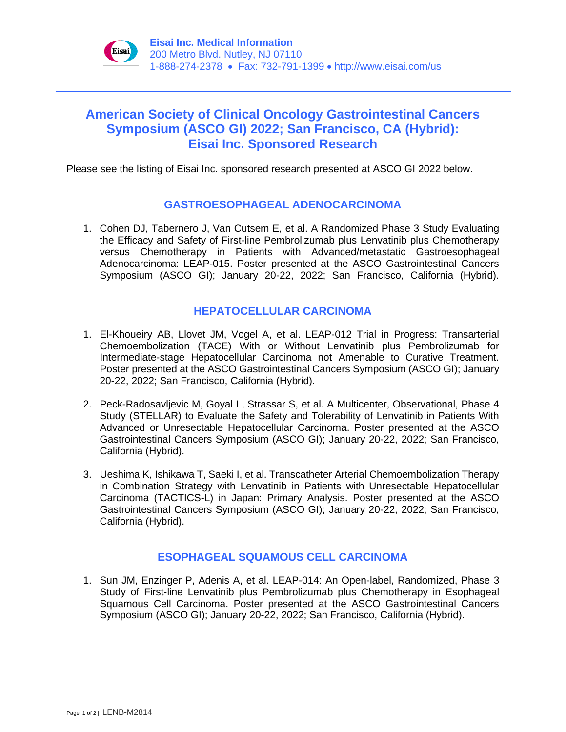**Eisai Inc. Medical Information**
200 Metro Blvd. Nutley, NJ 07110
1-888-274-2378 • Fax: 732-791-1399 • http://www.eisai.com/us

# American Society of Clinical Oncology Gastrointestinal Cancers Symposium (ASCO GI) 2022; San Francisco, CA (Hybrid): Eisai Inc. Sponsored Research

Please see the listing of Eisai Inc. sponsored research presented at ASCO GI 2022 below.

## GASTROESOPHAGEAL ADENOCARCINOMA

1. Cohen DJ, Tabernero J, Van Cutsem E, et al. A Randomized Phase 3 Study Evaluating the Efficacy and Safety of First-line Pembrolizumab plus Lenvatinib plus Chemotherapy versus Chemotherapy in Patients with Advanced/metastatic Gastroesophageal Adenocarcinoma: LEAP-015. Poster presented at the ASCO Gastrointestinal Cancers Symposium (ASCO GI); January 20-22, 2022; San Francisco, California (Hybrid).

## HEPATOCELLULAR CARCINOMA

1. El-Khoueiry AB, Llovet JM, Vogel A, et al. LEAP-012 Trial in Progress: Transarterial Chemoembolization (TACE) With or Without Lenvatinib plus Pembrolizumab for Intermediate-stage Hepatocellular Carcinoma not Amenable to Curative Treatment. Poster presented at the ASCO Gastrointestinal Cancers Symposium (ASCO GI); January 20-22, 2022; San Francisco, California (Hybrid).

2. Peck-Radosavljevic M, Goyal L, Strassar S, et al. A Multicenter, Observational, Phase 4 Study (STELLAR) to Evaluate the Safety and Tolerability of Lenvatinib in Patients With Advanced or Unresectable Hepatocellular Carcinoma. Poster presented at the ASCO Gastrointestinal Cancers Symposium (ASCO GI); January 20-22, 2022; San Francisco, California (Hybrid).

3. Ueshima K, Ishikawa T, Saeki I, et al. Transcatheter Arterial Chemoembolization Therapy in Combination Strategy with Lenvatinib in Patients with Unresectable Hepatocellular Carcinoma (TACTICS-L) in Japan: Primary Analysis. Poster presented at the ASCO Gastrointestinal Cancers Symposium (ASCO GI); January 20-22, 2022; San Francisco, California (Hybrid).

## ESOPHAGEAL SQUAMOUS CELL CARCINOMA

1. Sun JM, Enzinger P, Adenis A, et al. LEAP-014: An Open-label, Randomized, Phase 3 Study of First-line Lenvatinib plus Pembrolizumab plus Chemotherapy in Esophageal Squamous Cell Carcinoma. Poster presented at the ASCO Gastrointestinal Cancers Symposium (ASCO GI); January 20-22, 2022; San Francisco, California (Hybrid).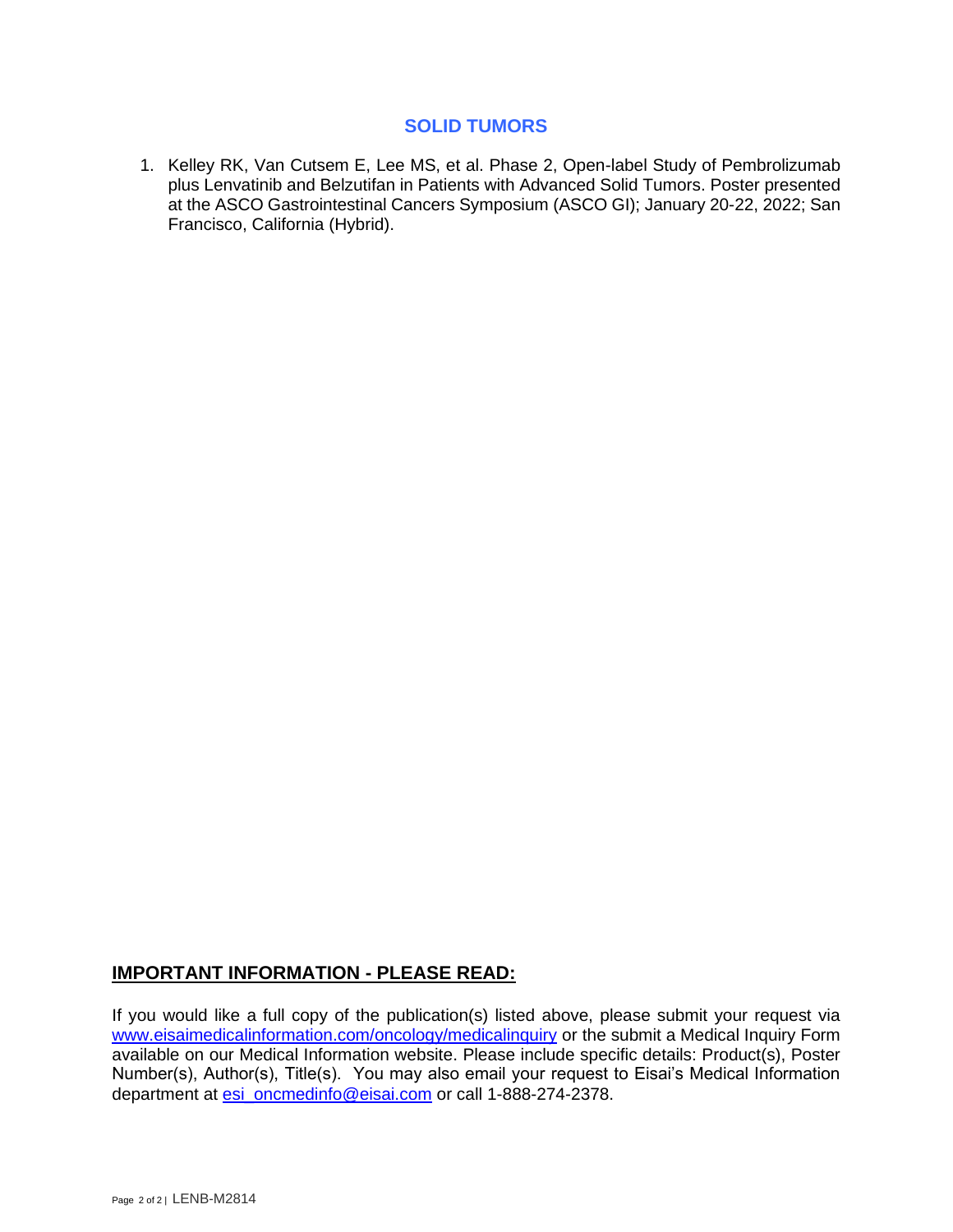## SOLID TUMORS

1. Kelley RK, Van Cutsem E, Lee MS, et al. Phase 2, Open-label Study of Pembrolizumab plus Lenvatinib and Belzutifan in Patients with Advanced Solid Tumors. Poster presented at the ASCO Gastrointestinal Cancers Symposium (ASCO GI); January 20-22, 2022; San Francisco, California (Hybrid).

## IMPORTANT INFORMATION - PLEASE READ:

If you would like a full copy of the publication(s) listed above, please submit your request via www.eisaimedicalinformation.com/oncology/medicalinquiry or the submit a Medical Inquiry Form available on our Medical Information website. Please include specific details: Product(s), Poster Number(s), Author(s), Title(s). You may also email your request to Eisai's Medical Information department at esi_oncmedinfo@eisai.com or call 1-888-274-2378.

LENB-M2814